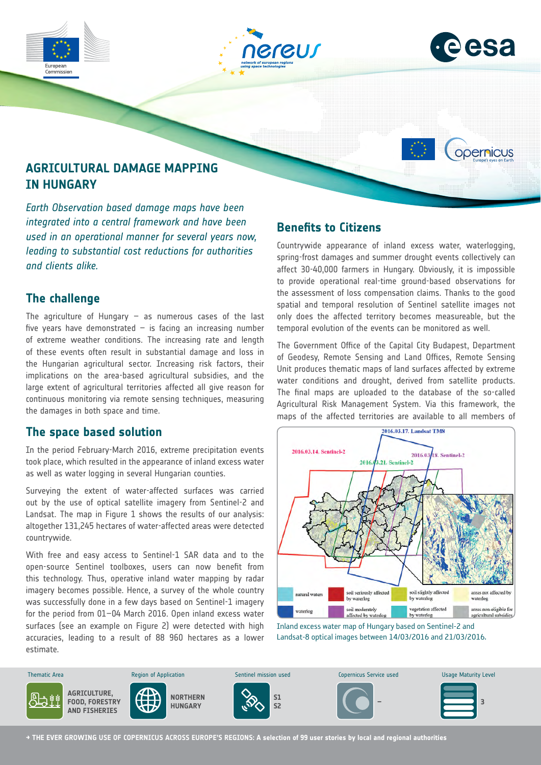# AGRICULTURAL DAMAGE MAPPING IN HUNGARY

*Earth Observation based damage maps have been integrated into a central framework and have been used in an operational manner for several years now, leading to substantial cost reductions for authorities and clients alike.*

## The challenge

The agriculture of Hungary – as numerous cases of the last five years have demonstrated – is facing an increasing number of extreme weather conditions. The increasing rate and length of these events often result in substantial damage and loss in the Hungarian agricultural sector. Increasing risk factors, their implications on the area-based agricultural subsidies, and the large extent of agricultural territories affected all give reason for continuous monitoring via remote sensing techniques, measuring the damages in both space and time.

## The space based solution

In the period February-March 2016, extreme precipitation events took place, which resulted in the appearance of inland excess water as well as water logging in several Hungarian counties.

Surveying the extent of water-affected surfaces was carried out by the use of optical satellite imagery from Sentinel-2 and Landsat. The map in Figure 1 shows the results of our analysis: altogether 131,245 hectares of water-affected areas were detected countrywide.

With free and easy access to Sentinel-1 SAR data and to the open-source Sentinel toolboxes, users can now benefit from this technology. Thus, operative inland water mapping by radar imagery becomes possible. Hence, a survey of the whole country was successfully done in a few days based on Sentinel-1 imagery for the period from 01–04 March 2016. Open inland excess water surfaces (see an example on Figure 2) were detected with high accuracies, leading to a result of 88 960 hectares as a lower estimate.

## Benefits to Citizens

Countrywide appearance of inland excess water, waterlogging, spring-frost damages and summer drought events collectively can affect 30-40,000 farmers in Hungary. Obviously, it is impossible to provide operational real-time ground-based observations for the assessment of loss compensation claims. Thanks to the good spatial and temporal resolution of Sentinel satellite images not only does the affected territory becomes measureable, but the temporal evolution of the events can be monitored as well.

The Government Office of the Capital City Budapest, Department of Geodesy, Remote Sensing and Land Offices, Remote Sensing Unit produces thematic maps of land surfaces affected by extreme water conditions and drought, derived from satellite products. The final maps are uploaded to the database of the so-called Agricultural Risk Management System. Via this framework, the maps of the affected territories are available to all members of

Inland excess water map of Hungary based on Sentinel-2 and Landsat-8 optical images between 14/03/2016 and 21/03/2016.

| Thematic Area | Region of Application | Sentinel mission used | Copernicus Service used | Usage Maturity Level |
|---|---|---|---|---|
| AGRICULTURE, FOOD, FORESTRY AND FISHERIES | NORTHERN HUNGARY | S1 S2 | – | 3 |

→ THE EVER GROWING USE OF COPERNICUS ACROSS EUROPE'S REGIONS: A selection of 99 user stories by local and regional authorities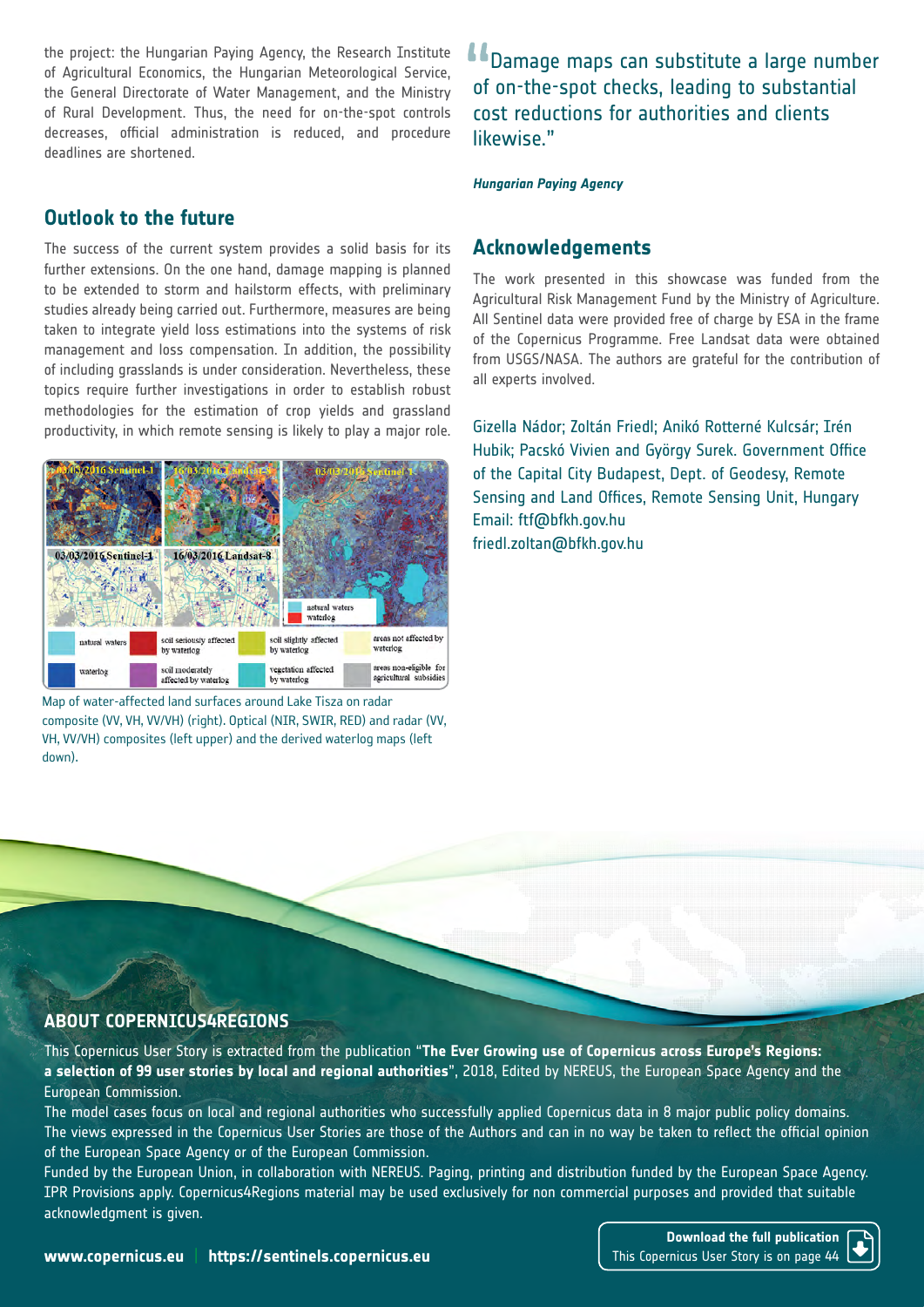the project: the Hungarian Paying Agency, the Research Institute of Agricultural Economics, the Hungarian Meteorological Service, the General Directorate of Water Management, and the Ministry of Rural Development. Thus, the need for on-the-spot controls decreases, official administration is reduced, and procedure deadlines are shortened.

## Outlook to the future

The success of the current system provides a solid basis for its further extensions. On the one hand, damage mapping is planned to be extended to storm and hailstorm effects, with preliminary studies already being carried out. Furthermore, measures are being taken to integrate yield loss estimations into the systems of risk management and loss compensation. In addition, the possibility of including grasslands is under consideration. Nevertheless, these topics require further investigations in order to establish robust methodologies for the estimation of crop yields and grassland productivity, in which remote sensing is likely to play a major role.

03/03/2016 Sentinel-1
16/03/2016 Landsat-8
03/03/2016 Sentinel-1
03/03/2016 Sentinel-1
16/03/2016 Landsat-8
natural waters
waterlog
natural waters
soil seriously affected by waterlog
soil slightly affected by waterlog
areas not affected by waterlog
waterlog
soil moderately affected by waterlog
vegetation affected by waterlog
areas non-eligible for agricultural subsidies

Map of water-affected land surfaces around Lake Tisza on radar composite (VV, VH, VV/VH) (right). Optical (NIR, SWIR, RED) and radar (VV, VH, VV/VH) composites (left upper) and the derived waterlog maps (left down).

> "Damage maps can substitute a large number of on-the-spot checks, leading to substantial cost reductions for authorities and clients likewise."
>
> ***Hungarian Paying Agency***

## Acknowledgements

The work presented in this showcase was funded from the Agricultural Risk Management Fund by the Ministry of Agriculture. All Sentinel data were provided free of charge by ESA in the frame of the Copernicus Programme. Free Landsat data were obtained from USGS/NASA. The authors are grateful for the contribution of all experts involved.

Gizella Nádor; Zoltán Friedl; Anikó Rotterné Kulcsár; Irén Hubik; Pacskó Vivien and György Surek. Government Office of the Capital City Budapest, Dept. of Geodesy, Remote Sensing and Land Offices, Remote Sensing Unit, Hungary
Email: ftf@bfkh.gov.hu
friedl.zoltan@bfkh.gov.hu

## ABOUT COPERNICUS4REGIONS

This Copernicus User Story is extracted from the publication "**The Ever Growing use of Copernicus across Europe's Regions: a selection of 99 user stories by local and regional authorities**", 2018, Edited by NEREUS, the European Space Agency and the European Commission.

The model cases focus on local and regional authorities who successfully applied Copernicus data in 8 major public policy domains. The views expressed in the Copernicus User Stories are those of the Authors and can in no way be taken to reflect the official opinion of the European Space Agency or of the European Commission.

Funded by the European Union, in collaboration with NEREUS. Paging, printing and distribution funded by the European Space Agency. IPR Provisions apply. Copernicus4Regions material may be used exclusively for non commercial purposes and provided that suitable acknowledgment is given.

**www.copernicus.eu** | **https://sentinels.copernicus.eu**

**Download the full publication**
This Copernicus User Story is on page 44